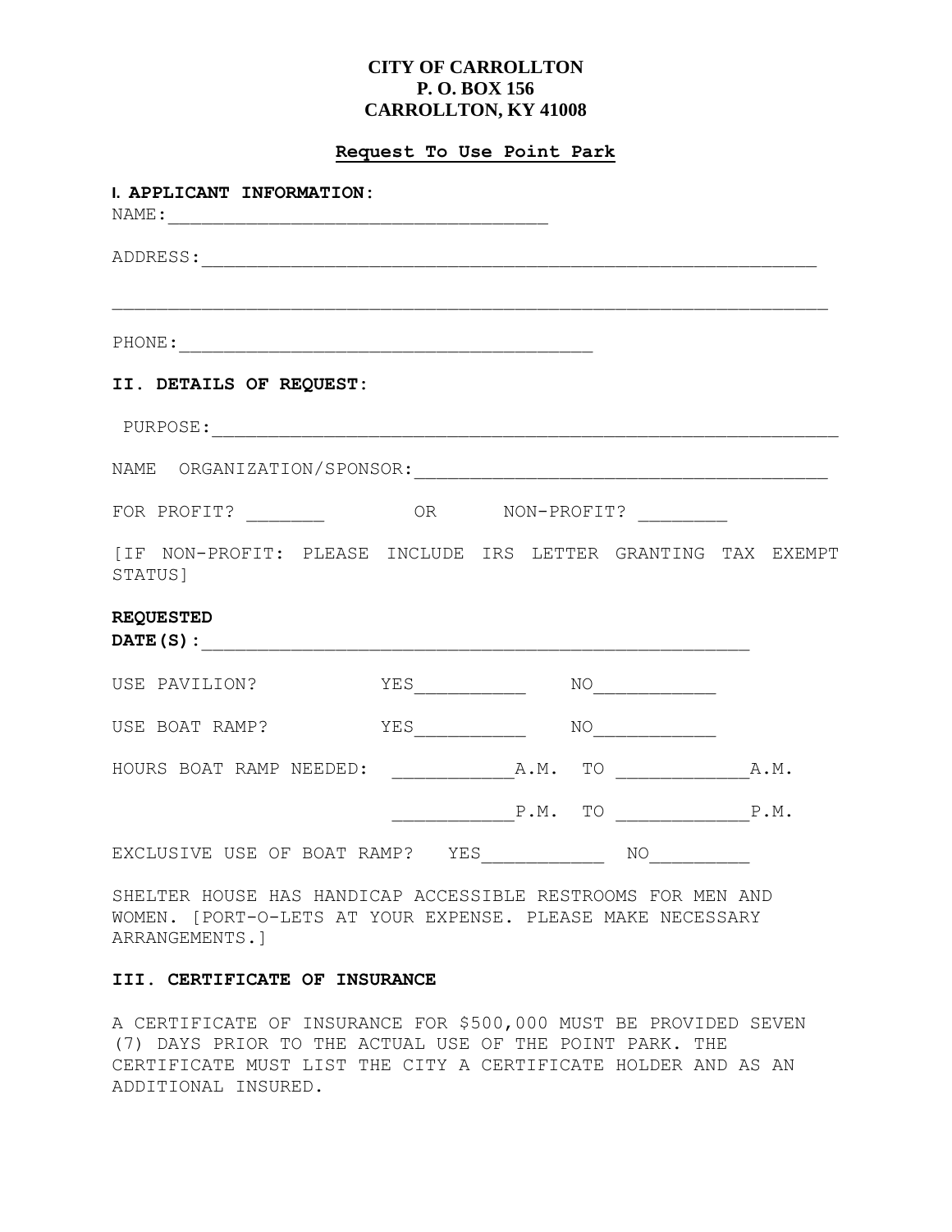**CITY OF CARROLLTON**
**P. O. BOX 156**
**CARROLLTON, KY 41008**

**Request To Use Point Park**

**I. APPLICANT INFORMATION:**

NAME:___________________________________

ADDRESS:__________________________________________________________

__________________________________________________________________

PHONE:_______________________________________

**II. DETAILS OF REQUEST:**

PURPOSE:__________________________________________________________

NAME ORGANIZATION/SPONSOR:_______________________________________

FOR PROFIT? _______ OR NON-PROFIT? ________

[IF NON-PROFIT: PLEASE INCLUDE IRS LETTER GRANTING TAX EXEMPT STATUS]

**REQUESTED DATE(S):**____________________________________________________

USE PAVILION? YES__________ NO___________

USE BOAT RAMP? YES__________ NO___________

HOURS BOAT RAMP NEEDED: ___________A.M. TO ____________A.M.

___________P.M. TO ____________P.M.

EXCLUSIVE USE OF BOAT RAMP? YES___________ NO_________

SHELTER HOUSE HAS HANDICAP ACCESSIBLE RESTROOMS FOR MEN AND WOMEN. [PORT-O-LETS AT YOUR EXPENSE. PLEASE MAKE NECESSARY ARRANGEMENTS.]

**III. CERTIFICATE OF INSURANCE**

A CERTIFICATE OF INSURANCE FOR $500,000 MUST BE PROVIDED SEVEN (7) DAYS PRIOR TO THE ACTUAL USE OF THE POINT PARK. THE CERTIFICATE MUST LIST THE CITY A CERTIFICATE HOLDER AND AS AN ADDITIONAL INSURED.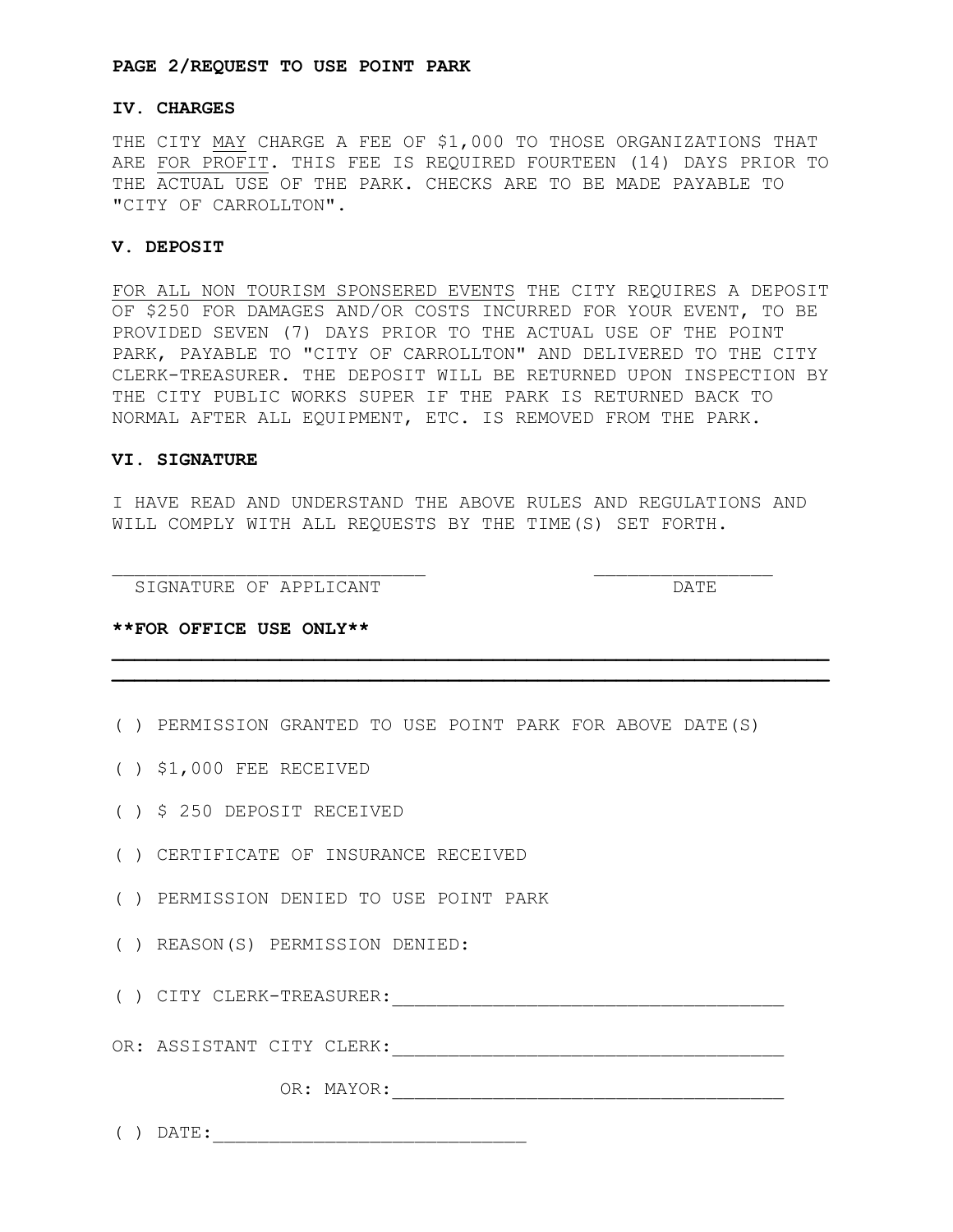**PAGE 2/REQUEST TO USE POINT PARK**

## IV. CHARGES

THE CITY MAY CHARGE A FEE OF $1,000 TO THOSE ORGANIZATIONS THAT ARE FOR PROFIT. THIS FEE IS REQUIRED FOURTEEN (14) DAYS PRIOR TO THE ACTUAL USE OF THE PARK. CHECKS ARE TO BE MADE PAYABLE TO "CITY OF CARROLLTON".

## V. DEPOSIT

FOR ALL NON TOURISM SPONSERED EVENTS THE CITY REQUIRES A DEPOSIT OF $250 FOR DAMAGES AND/OR COSTS INCURRED FOR YOUR EVENT, TO BE PROVIDED SEVEN (7) DAYS PRIOR TO THE ACTUAL USE OF THE POINT PARK, PAYABLE TO "CITY OF CARROLLTON" AND DELIVERED TO THE CITY CLERK-TREASURER. THE DEPOSIT WILL BE RETURNED UPON INSPECTION BY THE CITY PUBLIC WORKS SUPER IF THE PARK IS RETURNED BACK TO NORMAL AFTER ALL EQUIPMENT, ETC. IS REMOVED FROM THE PARK.

## VI. SIGNATURE

I HAVE READ AND UNDERSTAND THE ABOVE RULES AND REGULATIONS AND WILL COMPLY WITH ALL REQUESTS BY THE TIME(S) SET FORTH.

____________________________ ________________

SIGNATURE OF APPLICANT DATE

**\*\*FOR OFFICE USE ONLY\*\***

---

( ) PERMISSION GRANTED TO USE POINT PARK FOR ABOVE DATE(S)

( ) $1,000 FEE RECEIVED

( ) $ 250 DEPOSIT RECEIVED

( ) CERTIFICATE OF INSURANCE RECEIVED

( ) PERMISSION DENIED TO USE POINT PARK

( ) REASON(S) PERMISSION DENIED:

( ) CITY CLERK-TREASURER:___________________________________

OR: ASSISTANT CITY CLERK:___________________________________

OR: MAYOR:___________________________________

( ) DATE:____________________________